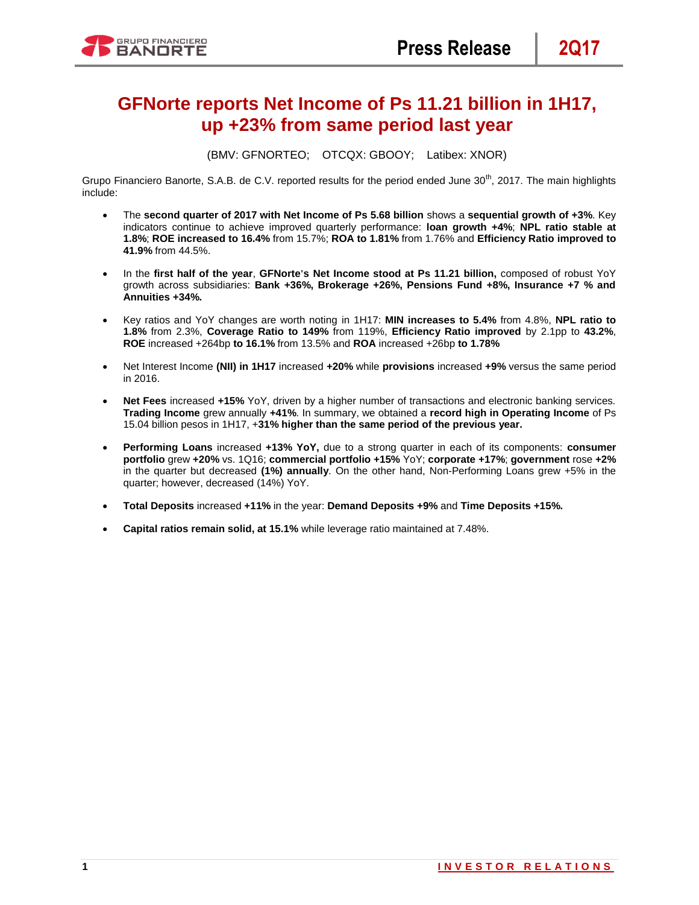# GFNorte reports Net Income of Ps 11.21 billion in 1H17, up +23% from same period last year

(BMV: GFNORTEO; OTCQX: GBOOY; Latibex: XNOR)

Grupo Financiero Banorte, S.A.B. de C.V. reported results for the period ended June 30th, 2017. The main highlights include:

- The **second quarter of 2017 with Net Income of Ps 5.68 billion** shows a **sequential growth of +3%**. Key indicators continue to achieve improved quarterly performance: **loan growth +4%**; **NPL ratio stable at 1.8%**; **ROE increased to 16.4%** from 15.7%; **ROA to 1.81%** from 1.76% and **Efficiency Ratio improved to 41.9%** from 44.5%.

- In the **first half of the year**, **GFNorte's Net Income stood at Ps 11.21 billion,** composed of robust YoY growth across subsidiaries: **Bank +36%, Brokerage +26%, Pensions Fund +8%, Insurance +7 % and Annuities +34%.**

- Key ratios and YoY changes are worth noting in 1H17: **MIN increases to 5.4%** from 4.8%, **NPL ratio to 1.8%** from 2.3%, **Coverage Ratio to 149%** from 119%, **Efficiency Ratio improved** by 2.1pp to **43.2%**, **ROE** increased +264bp **to 16.1%** from 13.5% and **ROA** increased +26bp **to 1.78%**

- Net Interest Income **(NII) in 1H17** increased **+20%** while **provisions** increased **+9%** versus the same period in 2016.

- **Net Fees** increased **+15%** YoY, driven by a higher number of transactions and electronic banking services. **Trading Income** grew annually **+41%**. In summary, we obtained a **record high in Operating Income** of Ps 15.04 billion pesos in 1H17, +**31% higher than the same period of the previous year.**

- **Performing Loans** increased **+13% YoY,** due to a strong quarter in each of its components: **consumer portfolio** grew **+20%** vs. 1Q16; **commercial portfolio +15%** YoY; **corporate +17%**; **government** rose **+2%** in the quarter but decreased **(1%) annually**. On the other hand, Non-Performing Loans grew +5% in the quarter; however, decreased (14%) YoY.

- **Total Deposits** increased **+11%** in the year: **Demand Deposits +9%** and **Time Deposits +15%.**

- **Capital ratios remain solid, at 15.1%** while leverage ratio maintained at 7.48%.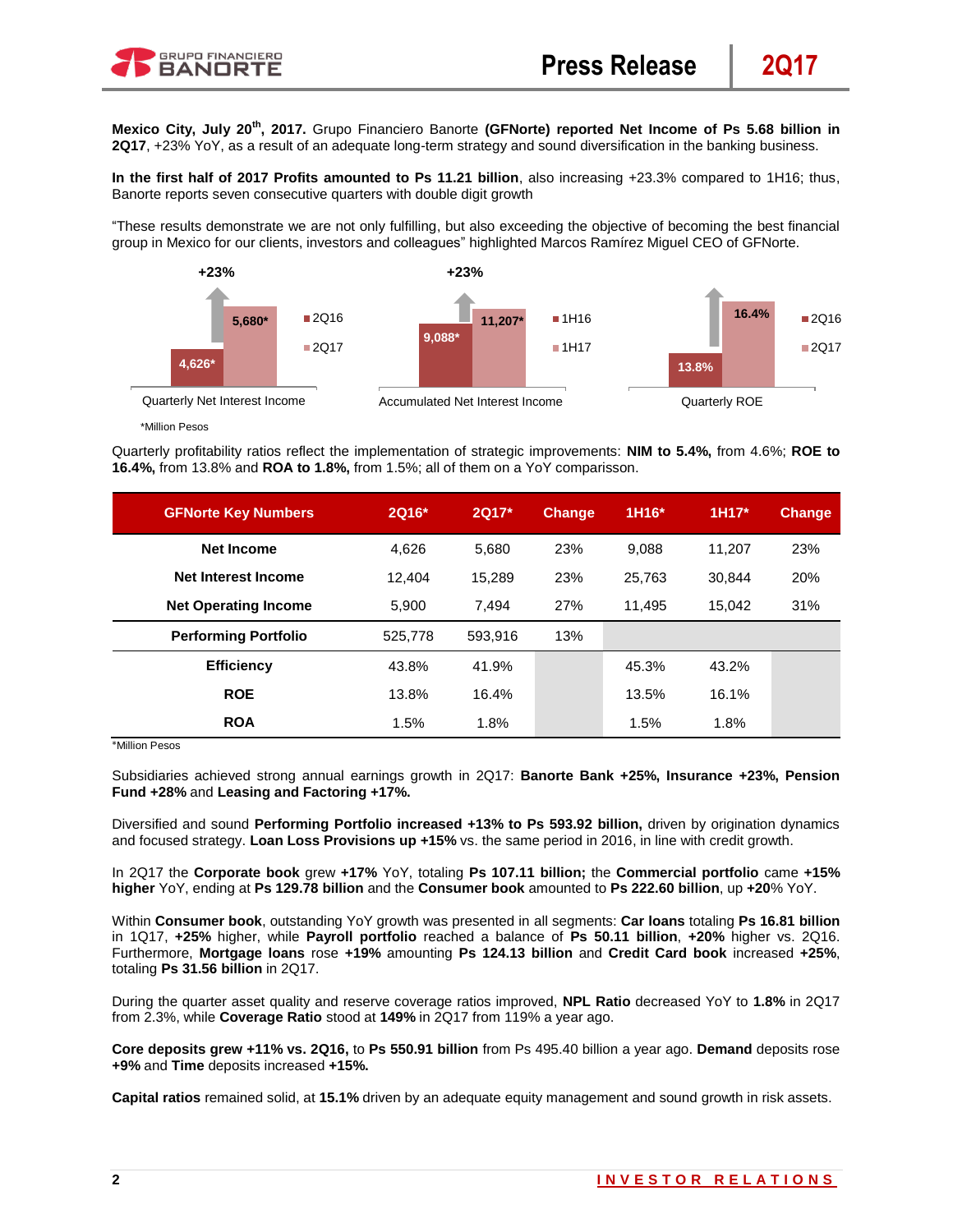**Mexico City, July 20th, 2017.** Grupo Financiero Banorte **(GFNorte) reported Net Income of Ps 5.68 billion in 2Q17**, +23% YoY, as a result of an adequate long-term strategy and sound diversification in the banking business.

**In the first half of 2017 Profits amounted to Ps 11.21 billion**, also increasing +23.3% compared to 1H16; thus, Banorte reports seven consecutive quarters with double digit growth

"These results demonstrate we are not only fulfilling, but also exceeding the objective of becoming the best financial group in Mexico for our clients, investors and colleagues" highlighted Marcos Ramírez Miguel CEO of GFNorte.

+23%

4,626* | 5,680*

■2Q16 ■2Q17

Quarterly Net Interest Income

+23%

9,088* | 11,207*

■1H16 ■1H17

Accumulated Net Interest Income

13.8% | 16.4%

■2Q16 ■2Q17

Quarterly ROE

*Million Pesos

Quarterly profitability ratios reflect the implementation of strategic improvements: **NIM to 5.4%,** from 4.6%; **ROE to 16.4%,** from 13.8% and **ROA to 1.8%,** from 1.5%; all of them on a YoY comparisson.

| GFNorte Key Numbers | 2Q16* | 2Q17* | Change | 1H16* | 1H17* | Change |
|---|---|---|---|---|---|---|
| **Net Income** | 4,626 | 5,680 | 23% | 9,088 | 11,207 | 23% |
| **Net Interest Income** | 12,404 | 15,289 | 23% | 25,763 | 30,844 | 20% |
| **Net Operating Income** | 5,900 | 7,494 | 27% | 11,495 | 15,042 | 31% |
| **Performing Portfolio** | 525,778 | 593,916 | 13% | | | |
| **Efficiency** | 43.8% | 41.9% | | 45.3% | 43.2% | |
| **ROE** | 13.8% | 16.4% | | 13.5% | 16.1% | |
| **ROA** | 1.5% | 1.8% | | 1.5% | 1.8% | |

*Million Pesos

Subsidiaries achieved strong annual earnings growth in 2Q17: **Banorte Bank +25%, Insurance +23%, Pension Fund +28%** and **Leasing and Factoring +17%.**

Diversified and sound **Performing Portfolio increased +13% to Ps 593.92 billion,** driven by origination dynamics and focused strategy. **Loan Loss Provisions up +15%** vs. the same period in 2016, in line with credit growth.

In 2Q17 the **Corporate book** grew **+17%** YoY, totaling **Ps 107.11 billion;** the **Commercial portfolio** came **+15% higher** YoY, ending at **Ps 129.78 billion** and the **Consumer book** amounted to **Ps 222.60 billion**, up **+20**% YoY.

Within **Consumer book**, outstanding YoY growth was presented in all segments: **Car loans** totaling **Ps 16.81 billion** in 1Q17, **+25%** higher, while **Payroll portfolio** reached a balance of **Ps 50.11 billion**, **+20%** higher vs. 2Q16. Furthermore, **Mortgage loans** rose **+19%** amounting **Ps 124.13 billion** and **Credit Card book** increased **+25%**, totaling **Ps 31.56 billion** in 2Q17.

During the quarter asset quality and reserve coverage ratios improved, **NPL Ratio** decreased YoY to **1.8%** in 2Q17 from 2.3%, while **Coverage Ratio** stood at **149%** in 2Q17 from 119% a year ago.

**Core deposits grew +11% vs. 2Q16,** to **Ps 550.91 billion** from Ps 495.40 billion a year ago. **Demand** deposits rose **+9%** and **Time** deposits increased **+15%.**

**Capital ratios** remained solid, at **15.1%** driven by an adequate equity management and sound growth in risk assets.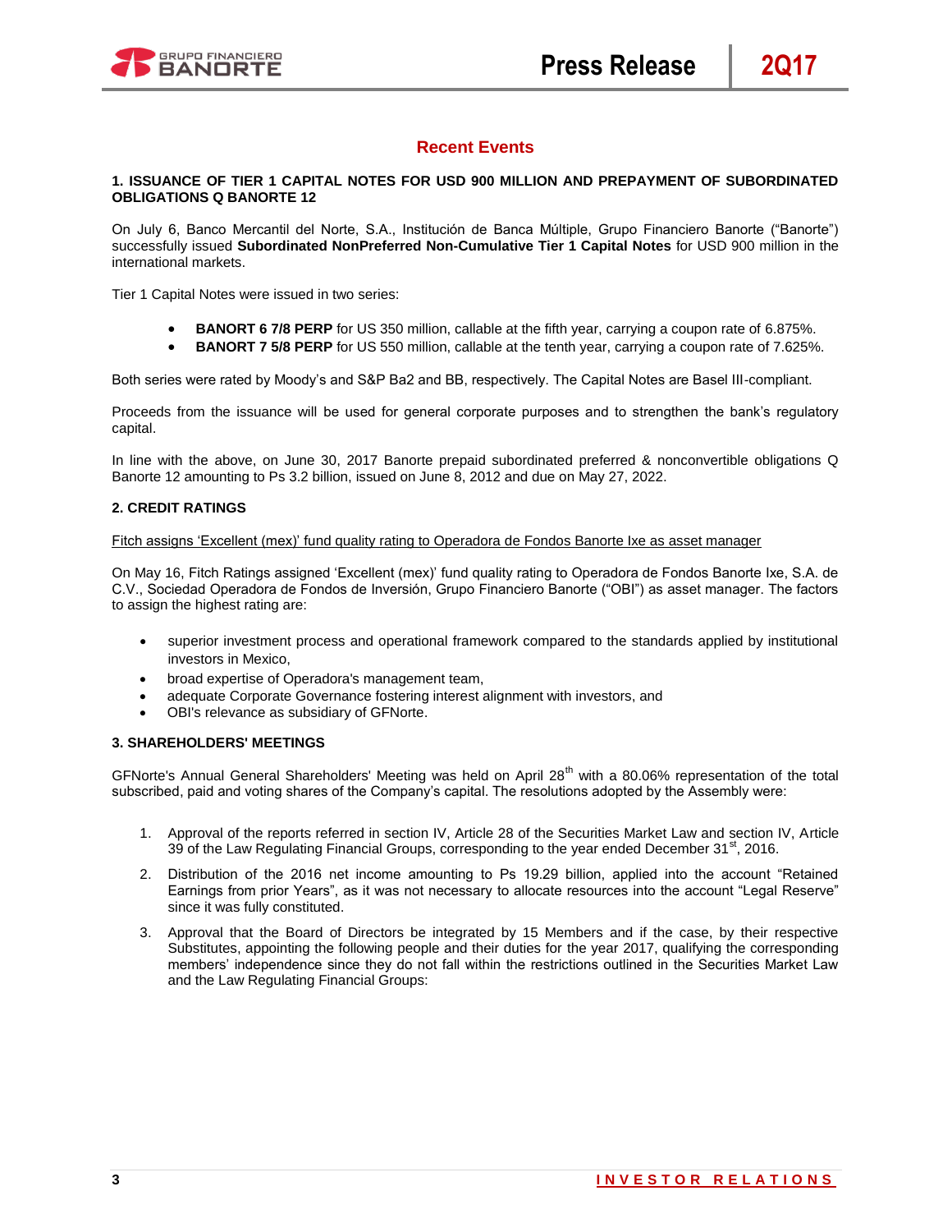## Recent Events

### 1. ISSUANCE OF TIER 1 CAPITAL NOTES FOR USD 900 MILLION AND PREPAYMENT OF SUBORDINATED OBLIGATIONS Q BANORTE 12

On July 6, Banco Mercantil del Norte, S.A., Institución de Banca Múltiple, Grupo Financiero Banorte ("Banorte") successfully issued **Subordinated NonPreferred Non-Cumulative Tier 1 Capital Notes** for USD 900 million in the international markets.

Tier 1 Capital Notes were issued in two series:

- **BANORT 6 7/8 PERP** for US 350 million, callable at the fifth year, carrying a coupon rate of 6.875%.
- **BANORT 7 5/8 PERP** for US 550 million, callable at the tenth year, carrying a coupon rate of 7.625%.

Both series were rated by Moody's and S&P Ba2 and BB, respectively. The Capital Notes are Basel III-compliant.

Proceeds from the issuance will be used for general corporate purposes and to strengthen the bank's regulatory capital.

In line with the above, on June 30, 2017 Banorte prepaid subordinated preferred & nonconvertible obligations Q Banorte 12 amounting to Ps 3.2 billion, issued on June 8, 2012 and due on May 27, 2022.

### 2. CREDIT RATINGS

Fitch assigns 'Excellent (mex)' fund quality rating to Operadora de Fondos Banorte Ixe as asset manager

On May 16, Fitch Ratings assigned 'Excellent (mex)' fund quality rating to Operadora de Fondos Banorte Ixe, S.A. de C.V., Sociedad Operadora de Fondos de Inversión, Grupo Financiero Banorte ("OBI") as asset manager. The factors to assign the highest rating are:

- superior investment process and operational framework compared to the standards applied by institutional investors in Mexico,
- broad expertise of Operadora's management team,
- adequate Corporate Governance fostering interest alignment with investors, and
- OBI's relevance as subsidiary of GFNorte.

### 3. SHAREHOLDERS' MEETINGS

GFNorte's Annual General Shareholders' Meeting was held on April 28th with a 80.06% representation of the total subscribed, paid and voting shares of the Company's capital. The resolutions adopted by the Assembly were:

1. Approval of the reports referred in section IV, Article 28 of the Securities Market Law and section IV, Article 39 of the Law Regulating Financial Groups, corresponding to the year ended December 31st, 2016.
2. Distribution of the 2016 net income amounting to Ps 19.29 billion, applied into the account "Retained Earnings from prior Years", as it was not necessary to allocate resources into the account "Legal Reserve" since it was fully constituted.
3. Approval that the Board of Directors be integrated by 15 Members and if the case, by their respective Substitutes, appointing the following people and their duties for the year 2017, qualifying the corresponding members' independence since they do not fall within the restrictions outlined in the Securities Market Law and the Law Regulating Financial Groups: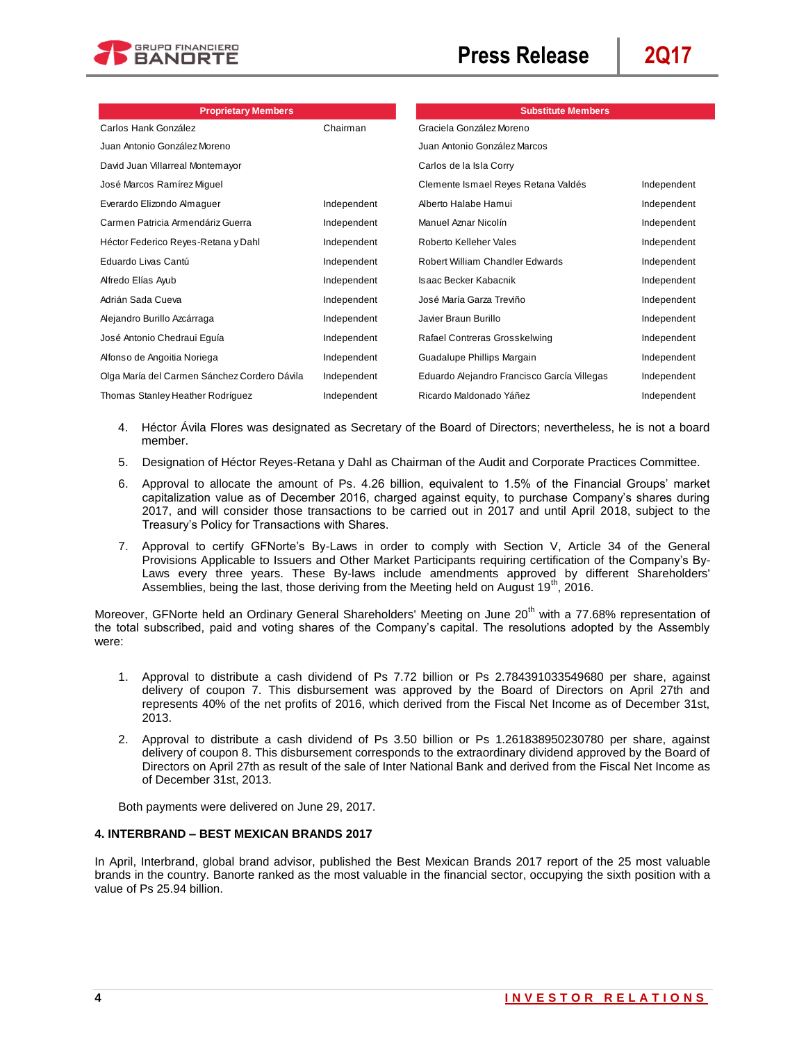| Proprietary Members | | Substitute Members | |
|---|---|---|---|
| Carlos Hank González | Chairman | Graciela González Moreno | |
| Juan Antonio González Moreno | | Juan Antonio González Marcos | |
| David Juan Villarreal Montemayor | | Carlos de la Isla Corry | |
| José Marcos Ramírez Miguel | | Clemente Ismael Reyes Retana Valdés | Independent |
| Everardo Elizondo Almaguer | Independent | Alberto Halabe Hamui | Independent |
| Carmen Patricia Armendáriz Guerra | Independent | Manuel Aznar Nicolín | Independent |
| Héctor Federico Reyes-Retana y Dahl | Independent | Roberto Kelleher Vales | Independent |
| Eduardo Livas Cantú | Independent | Robert William Chandler Edwards | Independent |
| Alfredo Elías Ayub | Independent | Isaac Becker Kabacnik | Independent |
| Adrián Sada Cueva | Independent | José María Garza Treviño | Independent |
| Alejandro Burillo Azcárraga | Independent | Javier Braun Burillo | Independent |
| José Antonio Chedraui Eguía | Independent | Rafael Contreras Grosskelwing | Independent |
| Alfonso de Angoitia Noriega | Independent | Guadalupe Phillips Margain | Independent |
| Olga María del Carmen Sánchez Cordero Dávila | Independent | Eduardo Alejandro Francisco García Villegas | Independent |
| Thomas Stanley Heather Rodríguez | Independent | Ricardo Maldonado Yáñez | Independent |

4. Héctor Ávila Flores was designated as Secretary of the Board of Directors; nevertheless, he is not a board member.

5. Designation of Héctor Reyes-Retana y Dahl as Chairman of the Audit and Corporate Practices Committee.

6. Approval to allocate the amount of Ps. 4.26 billion, equivalent to 1.5% of the Financial Groups' market capitalization value as of December 2016, charged against equity, to purchase Company's shares during 2017, and will consider those transactions to be carried out in 2017 and until April 2018, subject to the Treasury's Policy for Transactions with Shares.

7. Approval to certify GFNorte's By-Laws in order to comply with Section V, Article 34 of the General Provisions Applicable to Issuers and Other Market Participants requiring certification of the Company's By-Laws every three years. These By-laws include amendments approved by different Shareholders' Assemblies, being the last, those deriving from the Meeting held on August 19th, 2016.

Moreover, GFNorte held an Ordinary General Shareholders' Meeting on June 20th with a 77.68% representation of the total subscribed, paid and voting shares of the Company's capital. The resolutions adopted by the Assembly were:

1. Approval to distribute a cash dividend of Ps 7.72 billion or Ps 2.784391033549680 per share, against delivery of coupon 7. This disbursement was approved by the Board of Directors on April 27th and represents 40% of the net profits of 2016, which derived from the Fiscal Net Income as of December 31st, 2013.

2. Approval to distribute a cash dividend of Ps 3.50 billion or Ps 1.261838950230780 per share, against delivery of coupon 8. This disbursement corresponds to the extraordinary dividend approved by the Board of Directors on April 27th as result of the sale of Inter National Bank and derived from the Fiscal Net Income as of December 31st, 2013.

Both payments were delivered on June 29, 2017.

**4. INTERBRAND – BEST MEXICAN BRANDS 2017**

In April, Interbrand, global brand advisor, published the Best Mexican Brands 2017 report of the 25 most valuable brands in the country. Banorte ranked as the most valuable in the financial sector, occupying the sixth position with a value of Ps 25.94 billion.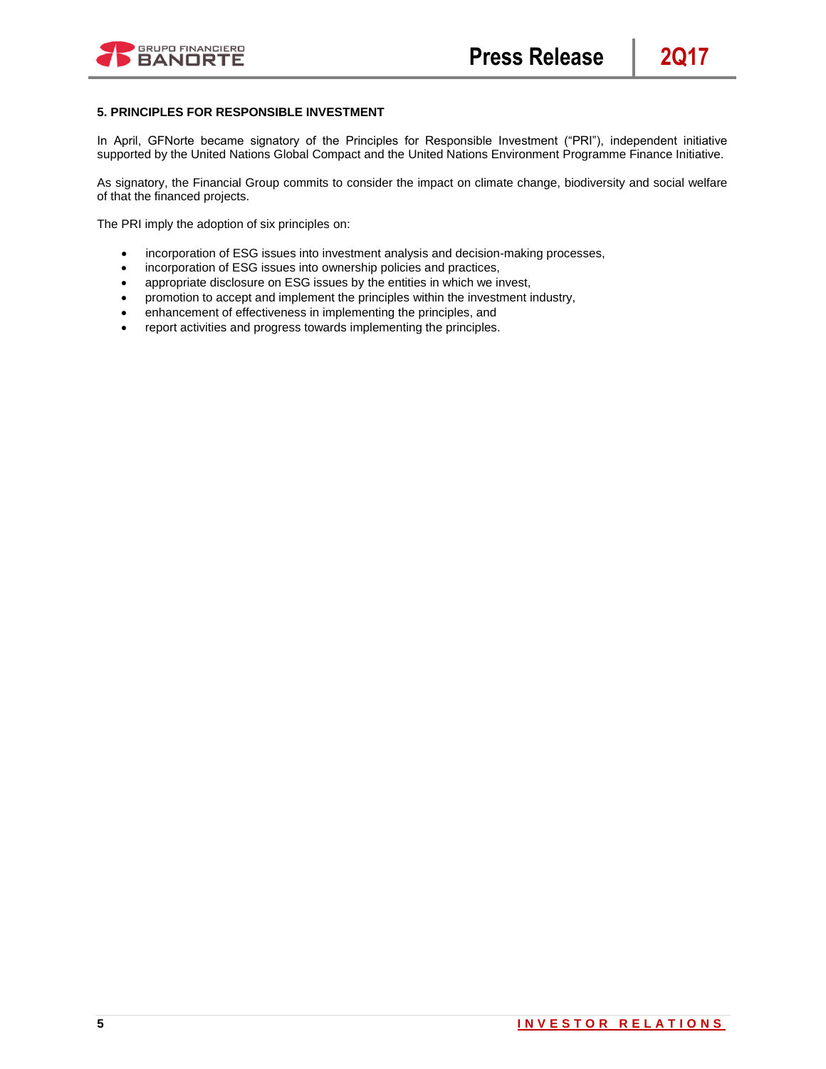### 5. PRINCIPLES FOR RESPONSIBLE INVESTMENT

In April, GFNorte became signatory of the Principles for Responsible Investment ("PRI"), independent initiative supported by the United Nations Global Compact and the United Nations Environment Programme Finance Initiative.

As signatory, the Financial Group commits to consider the impact on climate change, biodiversity and social welfare of that the financed projects.

The PRI imply the adoption of six principles on:

- incorporation of ESG issues into investment analysis and decision-making processes,
- incorporation of ESG issues into ownership policies and practices,
- appropriate disclosure on ESG issues by the entities in which we invest,
- promotion to accept and implement the principles within the investment industry,
- enhancement of effectiveness in implementing the principles, and
- report activities and progress towards implementing the principles.